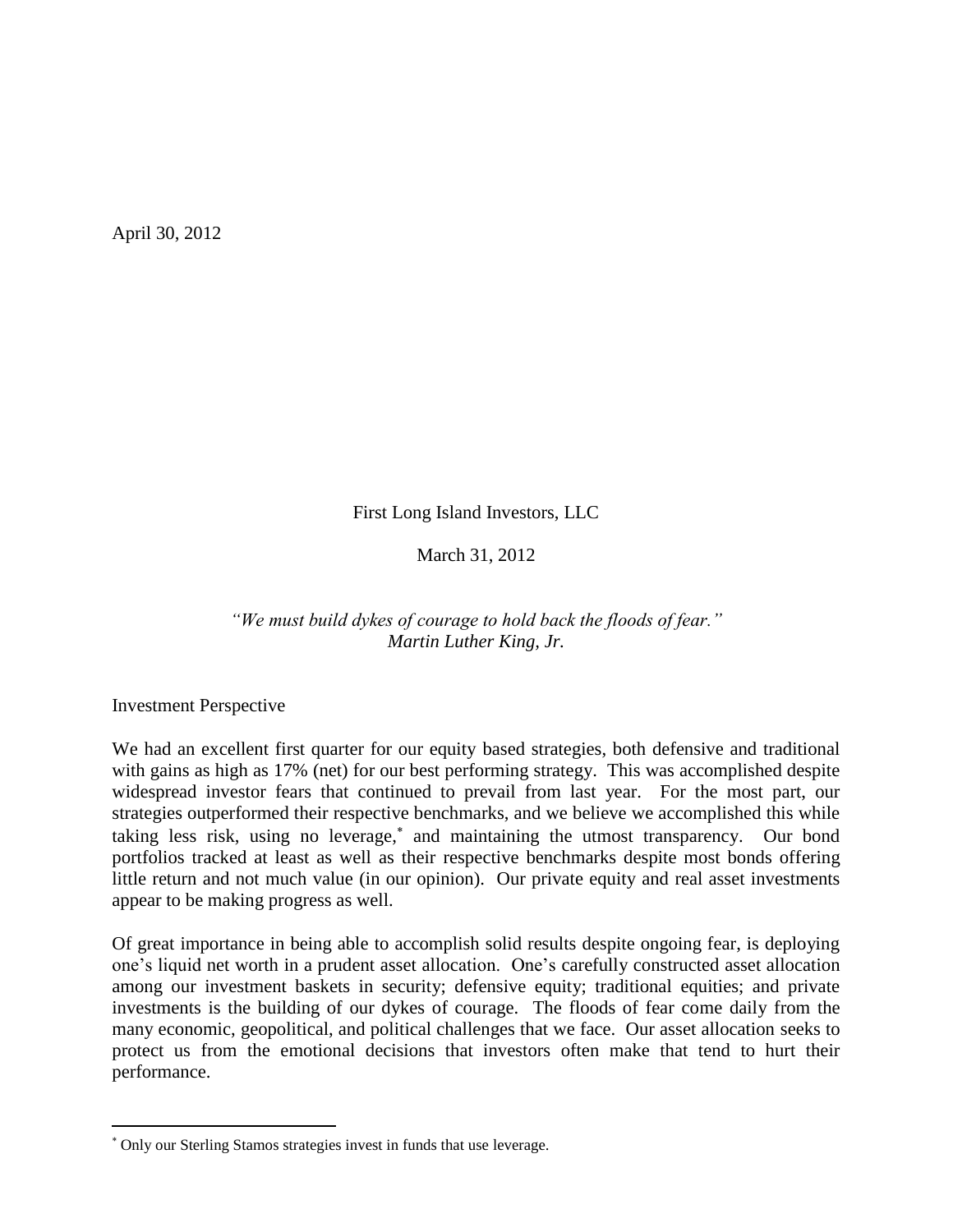April 30, 2012

First Long Island Investors, LLC

March 31, 2012

*"We must build dykes of courage to hold back the floods of fear."*
*Martin Luther King, Jr.*

Investment Perspective

We had an excellent first quarter for our equity based strategies, both defensive and traditional with gains as high as 17% (net) for our best performing strategy. This was accomplished despite widespread investor fears that continued to prevail from last year. For the most part, our strategies outperformed their respective benchmarks, and we believe we accomplished this while taking less risk, using no leverage,* and maintaining the utmost transparency. Our bond portfolios tracked at least as well as their respective benchmarks despite most bonds offering little return and not much value (in our opinion). Our private equity and real asset investments appear to be making progress as well.

Of great importance in being able to accomplish solid results despite ongoing fear, is deploying one's liquid net worth in a prudent asset allocation. One's carefully constructed asset allocation among our investment baskets in security; defensive equity; traditional equities; and private investments is the building of our dykes of courage. The floods of fear come daily from the many economic, geopolitical, and political challenges that we face. Our asset allocation seeks to protect us from the emotional decisions that investors often make that tend to hurt their performance.

---

* Only our Sterling Stamos strategies invest in funds that use leverage.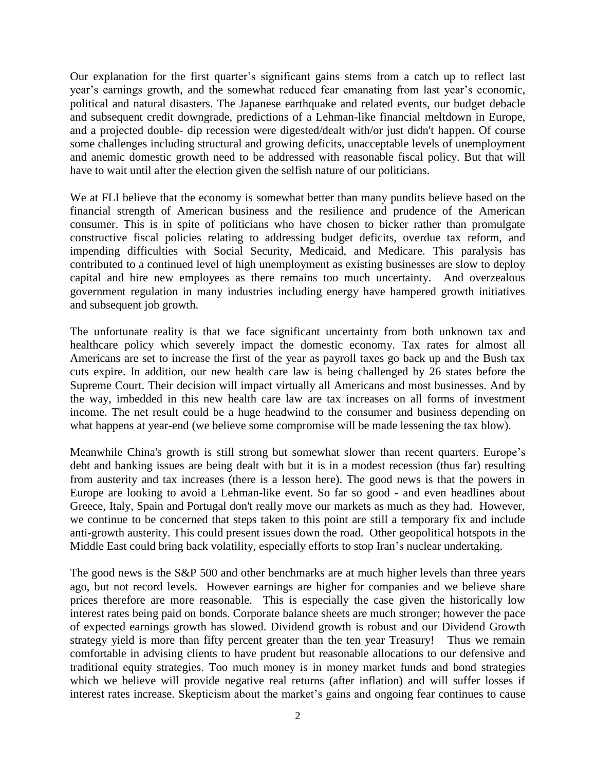Our explanation for the first quarter's significant gains stems from a catch up to reflect last year's earnings growth, and the somewhat reduced fear emanating from last year's economic, political and natural disasters. The Japanese earthquake and related events, our budget debacle and subsequent credit downgrade, predictions of a Lehman-like financial meltdown in Europe, and a projected double- dip recession were digested/dealt with/or just didn't happen. Of course some challenges including structural and growing deficits, unacceptable levels of unemployment and anemic domestic growth need to be addressed with reasonable fiscal policy. But that will have to wait until after the election given the selfish nature of our politicians.

We at FLI believe that the economy is somewhat better than many pundits believe based on the financial strength of American business and the resilience and prudence of the American consumer. This is in spite of politicians who have chosen to bicker rather than promulgate constructive fiscal policies relating to addressing budget deficits, overdue tax reform, and impending difficulties with Social Security, Medicaid, and Medicare. This paralysis has contributed to a continued level of high unemployment as existing businesses are slow to deploy capital and hire new employees as there remains too much uncertainty. And overzealous government regulation in many industries including energy have hampered growth initiatives and subsequent job growth.

The unfortunate reality is that we face significant uncertainty from both unknown tax and healthcare policy which severely impact the domestic economy. Tax rates for almost all Americans are set to increase the first of the year as payroll taxes go back up and the Bush tax cuts expire. In addition, our new health care law is being challenged by 26 states before the Supreme Court. Their decision will impact virtually all Americans and most businesses. And by the way, imbedded in this new health care law are tax increases on all forms of investment income. The net result could be a huge headwind to the consumer and business depending on what happens at year-end (we believe some compromise will be made lessening the tax blow).

Meanwhile China's growth is still strong but somewhat slower than recent quarters. Europe's debt and banking issues are being dealt with but it is in a modest recession (thus far) resulting from austerity and tax increases (there is a lesson here). The good news is that the powers in Europe are looking to avoid a Lehman-like event. So far so good - and even headlines about Greece, Italy, Spain and Portugal don't really move our markets as much as they had. However, we continue to be concerned that steps taken to this point are still a temporary fix and include anti-growth austerity. This could present issues down the road. Other geopolitical hotspots in the Middle East could bring back volatility, especially efforts to stop Iran's nuclear undertaking.

The good news is the S&P 500 and other benchmarks are at much higher levels than three years ago, but not record levels. However earnings are higher for companies and we believe share prices therefore are more reasonable. This is especially the case given the historically low interest rates being paid on bonds. Corporate balance sheets are much stronger; however the pace of expected earnings growth has slowed. Dividend growth is robust and our Dividend Growth strategy yield is more than fifty percent greater than the ten year Treasury! Thus we remain comfortable in advising clients to have prudent but reasonable allocations to our defensive and traditional equity strategies. Too much money is in money market funds and bond strategies which we believe will provide negative real returns (after inflation) and will suffer losses if interest rates increase. Skepticism about the market's gains and ongoing fear continues to cause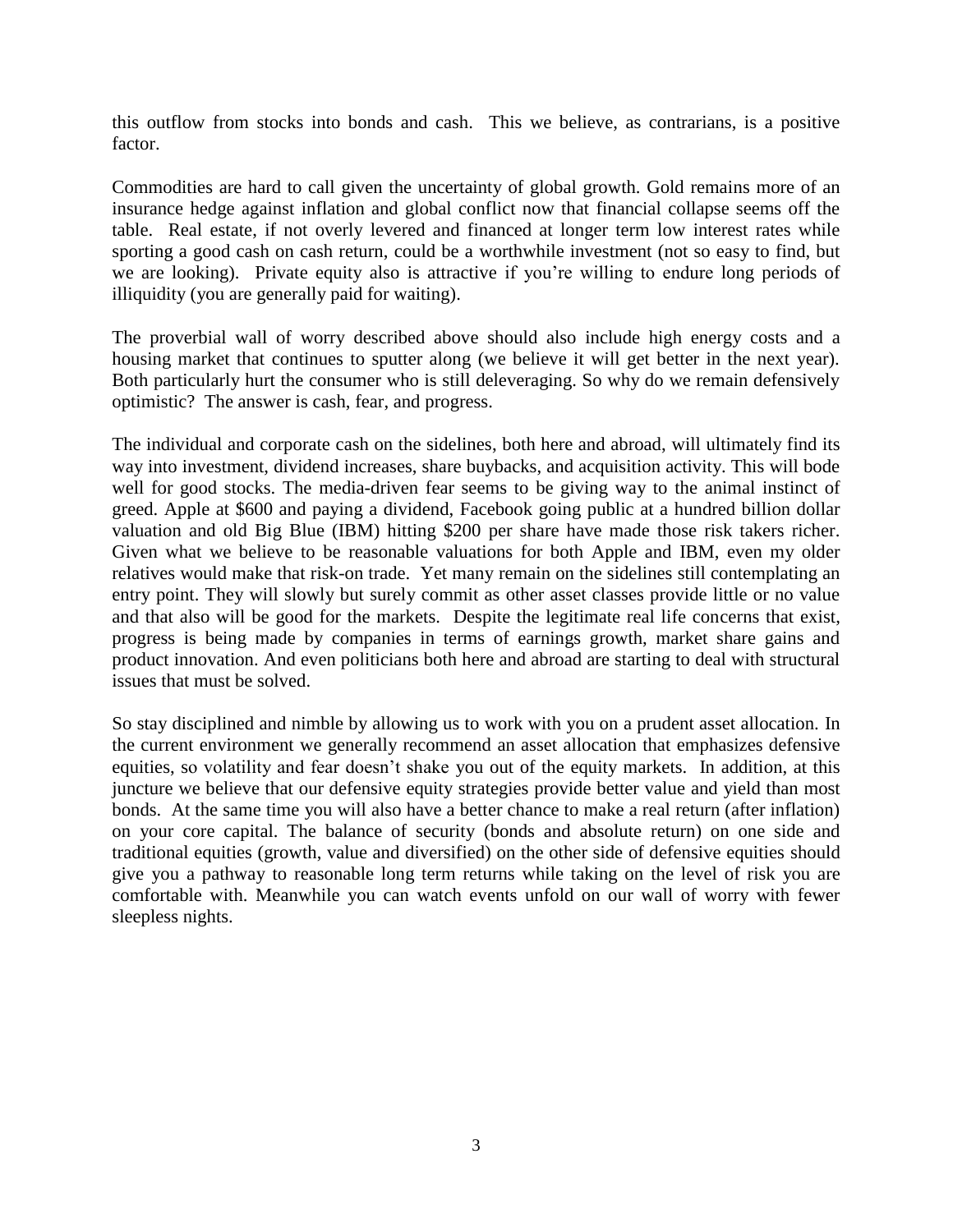this outflow from stocks into bonds and cash. This we believe, as contrarians, is a positive factor.

Commodities are hard to call given the uncertainty of global growth. Gold remains more of an insurance hedge against inflation and global conflict now that financial collapse seems off the table. Real estate, if not overly levered and financed at longer term low interest rates while sporting a good cash on cash return, could be a worthwhile investment (not so easy to find, but we are looking). Private equity also is attractive if you're willing to endure long periods of illiquidity (you are generally paid for waiting).

The proverbial wall of worry described above should also include high energy costs and a housing market that continues to sputter along (we believe it will get better in the next year). Both particularly hurt the consumer who is still deleveraging. So why do we remain defensively optimistic? The answer is cash, fear, and progress.

The individual and corporate cash on the sidelines, both here and abroad, will ultimately find its way into investment, dividend increases, share buybacks, and acquisition activity. This will bode well for good stocks. The media-driven fear seems to be giving way to the animal instinct of greed. Apple at $600 and paying a dividend, Facebook going public at a hundred billion dollar valuation and old Big Blue (IBM) hitting $200 per share have made those risk takers richer. Given what we believe to be reasonable valuations for both Apple and IBM, even my older relatives would make that risk-on trade. Yet many remain on the sidelines still contemplating an entry point. They will slowly but surely commit as other asset classes provide little or no value and that also will be good for the markets. Despite the legitimate real life concerns that exist, progress is being made by companies in terms of earnings growth, market share gains and product innovation. And even politicians both here and abroad are starting to deal with structural issues that must be solved.

So stay disciplined and nimble by allowing us to work with you on a prudent asset allocation. In the current environment we generally recommend an asset allocation that emphasizes defensive equities, so volatility and fear doesn't shake you out of the equity markets. In addition, at this juncture we believe that our defensive equity strategies provide better value and yield than most bonds. At the same time you will also have a better chance to make a real return (after inflation) on your core capital. The balance of security (bonds and absolute return) on one side and traditional equities (growth, value and diversified) on the other side of defensive equities should give you a pathway to reasonable long term returns while taking on the level of risk you are comfortable with. Meanwhile you can watch events unfold on our wall of worry with fewer sleepless nights.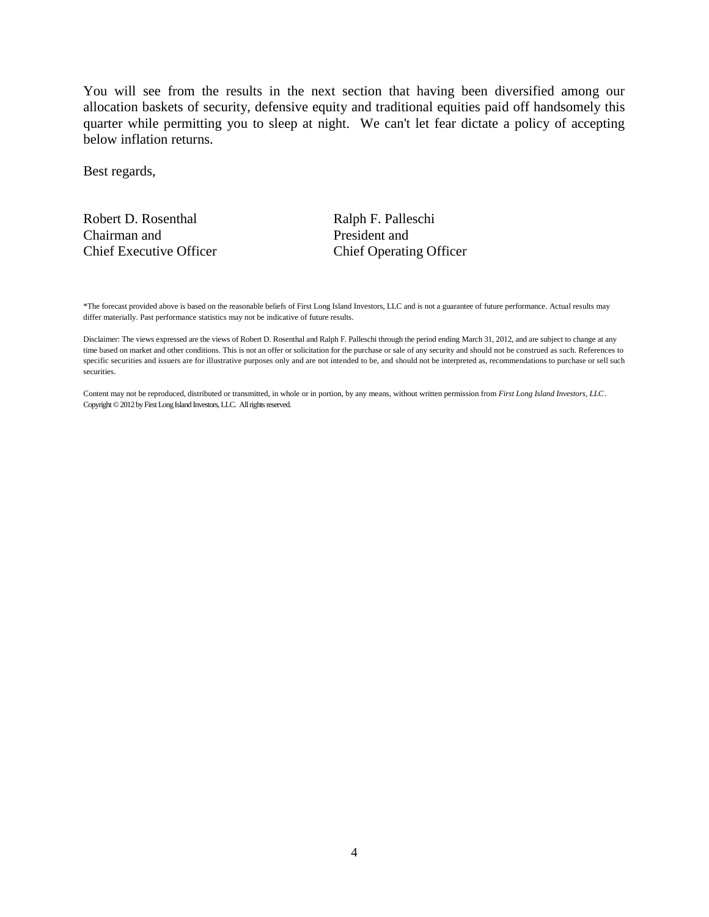You will see from the results in the next section that having been diversified among our allocation baskets of security, defensive equity and traditional equities paid off handsomely this quarter while permitting you to sleep at night. We can't let fear dictate a policy of accepting below inflation returns.

Best regards,

Robert D. Rosenthal
Chairman and
Chief Executive Officer

Ralph F. Palleschi
President and
Chief Operating Officer

*The forecast provided above is based on the reasonable beliefs of First Long Island Investors, LLC and is not a guarantee of future performance. Actual results may differ materially. Past performance statistics may not be indicative of future results.

Disclaimer: The views expressed are the views of Robert D. Rosenthal and Ralph F. Palleschi through the period ending March 31, 2012, and are subject to change at any time based on market and other conditions. This is not an offer or solicitation for the purchase or sale of any security and should not be construed as such. References to specific securities and issuers are for illustrative purposes only and are not intended to be, and should not be interpreted as, recommendations to purchase or sell such securities.

Content may not be reproduced, distributed or transmitted, in whole or in portion, by any means, without written permission from *First Long Island Investors, LLC*.
Copyright © 2012 by First Long Island Investors, LLC. All rights reserved.